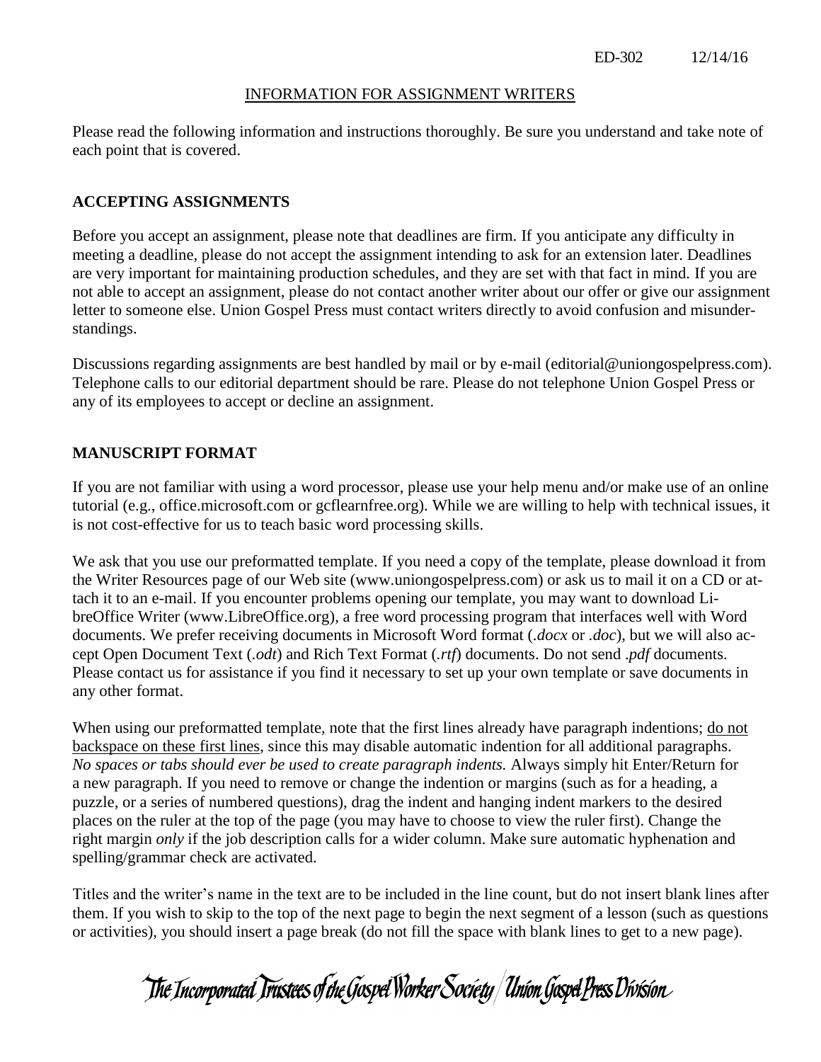ED-302 12/14/16

INFORMATION FOR ASSIGNMENT WRITERS

Please read the following information and instructions thoroughly. Be sure you understand and take note of each point that is covered.

## ACCEPTING ASSIGNMENTS

Before you accept an assignment, please note that deadlines are firm. If you anticipate any difficulty in meeting a deadline, please do not accept the assignment intending to ask for an extension later. Deadlines are very important for maintaining production schedules, and they are set with that fact in mind. If you are not able to accept an assignment, please do not contact another writer about our offer or give our assignment letter to someone else. Union Gospel Press must contact writers directly to avoid confusion and misunderstandings.

Discussions regarding assignments are best handled by mail or by e-mail (editorial@uniongospelpress.com). Telephone calls to our editorial department should be rare. Please do not telephone Union Gospel Press or any of its employees to accept or decline an assignment.

## MANUSCRIPT FORMAT

If you are not familiar with using a word processor, please use your help menu and/or make use of an online tutorial (e.g., office.microsoft.com or gcflearnfree.org). While we are willing to help with technical issues, it is not cost-effective for us to teach basic word processing skills.

We ask that you use our preformatted template. If you need a copy of the template, please download it from the Writer Resources page of our Web site (www.uniongospelpress.com) or ask us to mail it on a CD or attach it to an e-mail. If you encounter problems opening our template, you may want to download LibreOffice Writer (www.LibreOffice.org), a free word processing program that interfaces well with Word documents. We prefer receiving documents in Microsoft Word format (*.docx* or *.doc*), but we will also accept Open Document Text (*.odt*) and Rich Text Format (*.rtf*) documents. Do not send *.pdf* documents. Please contact us for assistance if you find it necessary to set up your own template or save documents in any other format.

When using our preformatted template, note that the first lines already have paragraph indentions; <u>do not backspace on these first lines</u>, since this may disable automatic indention for all additional paragraphs. *No spaces or tabs should ever be used to create paragraph indents.* Always simply hit Enter/Return for a new paragraph. If you need to remove or change the indention or margins (such as for a heading, a puzzle, or a series of numbered questions), drag the indent and hanging indent markers to the desired places on the ruler at the top of the page (you may have to choose to view the ruler first). Change the right margin *only* if the job description calls for a wider column. Make sure automatic hyphenation and spelling/grammar check are activated.

Titles and the writer's name in the text are to be included in the line count, but do not insert blank lines after them. If you wish to skip to the top of the next page to begin the next segment of a lesson (such as questions or activities), you should insert a page break (do not fill the space with blank lines to get to a new page).

The Incorporated Trustees of the Gospel Worker Society / Union Gospel Press Division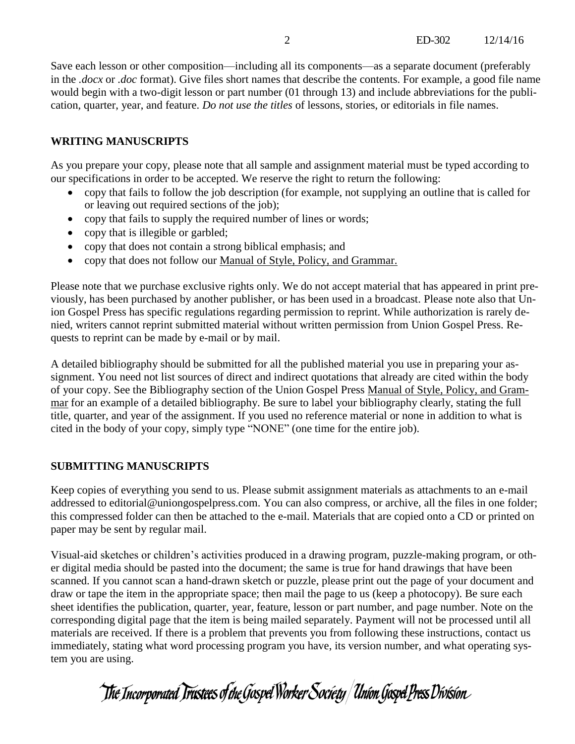Save each lesson or other composition—including all its components—as a separate document (preferably in the *.docx* or *.doc* format). Give files short names that describe the contents. For example, a good file name would begin with a two-digit lesson or part number (01 through 13) and include abbreviations for the publication, quarter, year, and feature. *Do not use the titles* of lessons, stories, or editorials in file names.

## WRITING MANUSCRIPTS

As you prepare your copy, please note that all sample and assignment material must be typed according to our specifications in order to be accepted. We reserve the right to return the following:

- copy that fails to follow the job description (for example, not supplying an outline that is called for or leaving out required sections of the job);
- copy that fails to supply the required number of lines or words;
- copy that is illegible or garbled;
- copy that does not contain a strong biblical emphasis; and
- copy that does not follow our Manual of Style, Policy, and Grammar.

Please note that we purchase exclusive rights only. We do not accept material that has appeared in print previously, has been purchased by another publisher, or has been used in a broadcast. Please note also that Union Gospel Press has specific regulations regarding permission to reprint. While authorization is rarely denied, writers cannot reprint submitted material without written permission from Union Gospel Press. Requests to reprint can be made by e-mail or by mail.

A detailed bibliography should be submitted for all the published material you use in preparing your assignment. You need not list sources of direct and indirect quotations that already are cited within the body of your copy. See the Bibliography section of the Union Gospel Press Manual of Style, Policy, and Grammar for an example of a detailed bibliography. Be sure to label your bibliography clearly, stating the full title, quarter, and year of the assignment. If you used no reference material or none in addition to what is cited in the body of your copy, simply type "NONE" (one time for the entire job).

## SUBMITTING MANUSCRIPTS

Keep copies of everything you send to us. Please submit assignment materials as attachments to an e-mail addressed to editorial@uniongospelpress.com. You can also compress, or archive, all the files in one folder; this compressed folder can then be attached to the e-mail. Materials that are copied onto a CD or printed on paper may be sent by regular mail.

Visual-aid sketches or children's activities produced in a drawing program, puzzle-making program, or other digital media should be pasted into the document; the same is true for hand drawings that have been scanned. If you cannot scan a hand-drawn sketch or puzzle, please print out the page of your document and draw or tape the item in the appropriate space; then mail the page to us (keep a photocopy). Be sure each sheet identifies the publication, quarter, year, feature, lesson or part number, and page number. Note on the corresponding digital page that the item is being mailed separately. Payment will not be processed until all materials are received. If there is a problem that prevents you from following these instructions, contact us immediately, stating what word processing program you have, its version number, and what operating system you are using.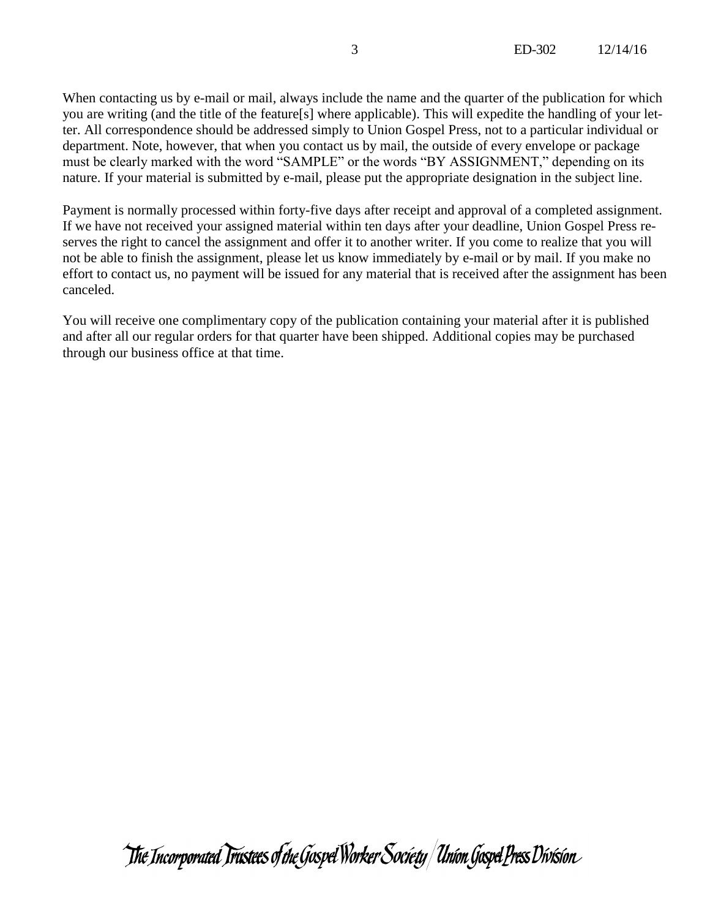When contacting us by e-mail or mail, always include the name and the quarter of the publication for which you are writing (and the title of the feature[s] where applicable). This will expedite the handling of your letter. All correspondence should be addressed simply to Union Gospel Press, not to a particular individual or department. Note, however, that when you contact us by mail, the outside of every envelope or package must be clearly marked with the word "SAMPLE" or the words "BY ASSIGNMENT," depending on its nature. If your material is submitted by e-mail, please put the appropriate designation in the subject line.

Payment is normally processed within forty-five days after receipt and approval of a completed assignment. If we have not received your assigned material within ten days after your deadline, Union Gospel Press reserves the right to cancel the assignment and offer it to another writer. If you come to realize that you will not be able to finish the assignment, please let us know immediately by e-mail or by mail. If you make no effort to contact us, no payment will be issued for any material that is received after the assignment has been canceled.

You will receive one complimentary copy of the publication containing your material after it is published and after all our regular orders for that quarter have been shipped. Additional copies may be purchased through our business office at that time.